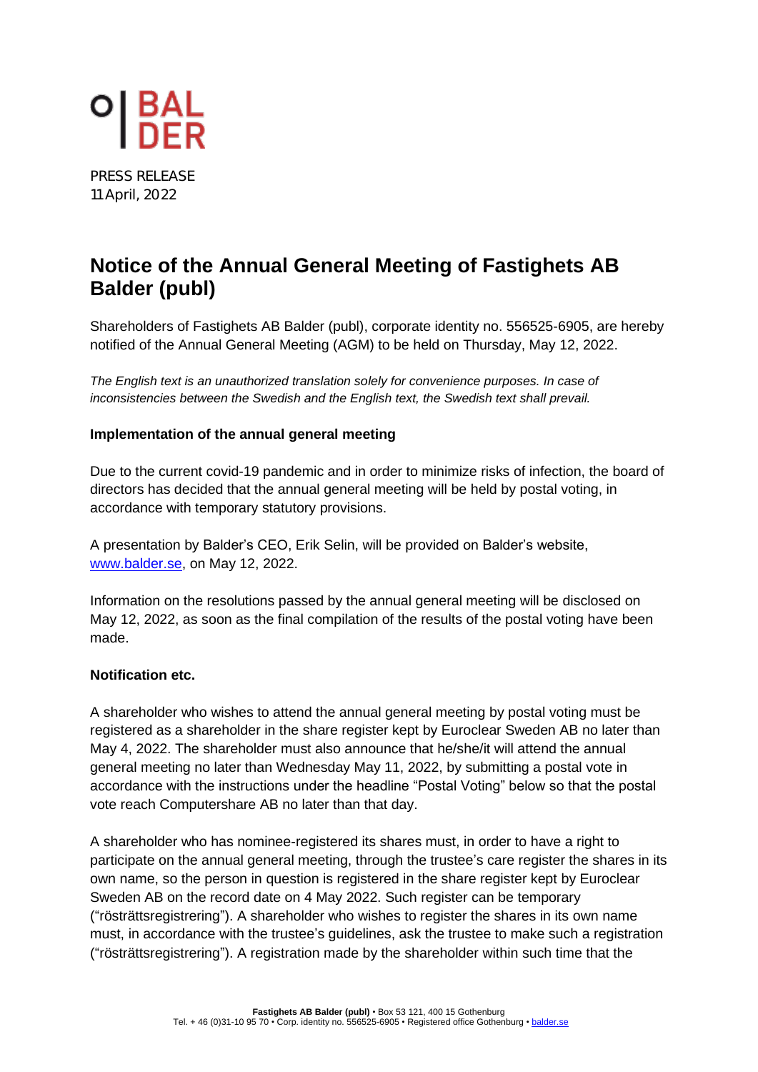PRESS RELEASE
11 April, 2022

# Notice of the Annual General Meeting of Fastighets AB Balder (publ)

Shareholders of Fastighets AB Balder (publ), corporate identity no. 556525-6905, are hereby notified of the Annual General Meeting (AGM) to be held on Thursday, May 12, 2022.

*The English text is an unauthorized translation solely for convenience purposes. In case of inconsistencies between the Swedish and the English text, the Swedish text shall prevail.*

**Implementation of the annual general meeting**

Due to the current covid-19 pandemic and in order to minimize risks of infection, the board of directors has decided that the annual general meeting will be held by postal voting, in accordance with temporary statutory provisions.

A presentation by Balder's CEO, Erik Selin, will be provided on Balder's website, www.balder.se, on May 12, 2022.

Information on the resolutions passed by the annual general meeting will be disclosed on May 12, 2022, as soon as the final compilation of the results of the postal voting have been made.

**Notification etc.**

A shareholder who wishes to attend the annual general meeting by postal voting must be registered as a shareholder in the share register kept by Euroclear Sweden AB no later than May 4, 2022. The shareholder must also announce that he/she/it will attend the annual general meeting no later than Wednesday May 11, 2022, by submitting a postal vote in accordance with the instructions under the headline "Postal Voting" below so that the postal vote reach Computershare AB no later than that day.

A shareholder who has nominee-registered its shares must, in order to have a right to participate on the annual general meeting, through the trustee's care register the shares in its own name, so the person in question is registered in the share register kept by Euroclear Sweden AB on the record date on 4 May 2022. Such register can be temporary ("rösträttsregistrering"). A shareholder who wishes to register the shares in its own name must, in accordance with the trustee's guidelines, ask the trustee to make such a registration ("rösträttsregistrering"). A registration made by the shareholder within such time that the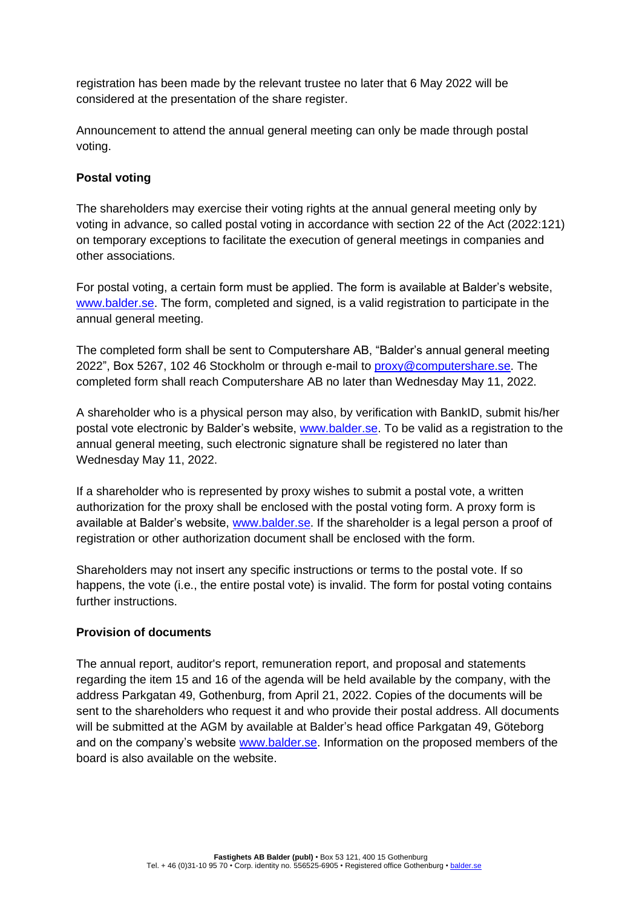registration has been made by the relevant trustee no later that 6 May 2022 will be considered at the presentation of the share register.

Announcement to attend the annual general meeting can only be made through postal voting.

**Postal voting**

The shareholders may exercise their voting rights at the annual general meeting only by voting in advance, so called postal voting in accordance with section 22 of the Act (2022:121) on temporary exceptions to facilitate the execution of general meetings in companies and other associations.

For postal voting, a certain form must be applied. The form is available at Balder's website, www.balder.se. The form, completed and signed, is a valid registration to participate in the annual general meeting.

The completed form shall be sent to Computershare AB, "Balder's annual general meeting 2022", Box 5267, 102 46 Stockholm or through e-mail to proxy@computershare.se. The completed form shall reach Computershare AB no later than Wednesday May 11, 2022.

A shareholder who is a physical person may also, by verification with BankID, submit his/her postal vote electronic by Balder's website, www.balder.se. To be valid as a registration to the annual general meeting, such electronic signature shall be registered no later than Wednesday May 11, 2022.

If a shareholder who is represented by proxy wishes to submit a postal vote, a written authorization for the proxy shall be enclosed with the postal voting form. A proxy form is available at Balder's website, www.balder.se. If the shareholder is a legal person a proof of registration or other authorization document shall be enclosed with the form.

Shareholders may not insert any specific instructions or terms to the postal vote. If so happens, the vote (i.e., the entire postal vote) is invalid. The form for postal voting contains further instructions.

**Provision of documents**

The annual report, auditor's report, remuneration report, and proposal and statements regarding the item 15 and 16 of the agenda will be held available by the company, with the address Parkgatan 49, Gothenburg, from April 21, 2022. Copies of the documents will be sent to the shareholders who request it and who provide their postal address. All documents will be submitted at the AGM by available at Balder's head office Parkgatan 49, Göteborg and on the company's website www.balder.se. Information on the proposed members of the board is also available on the website.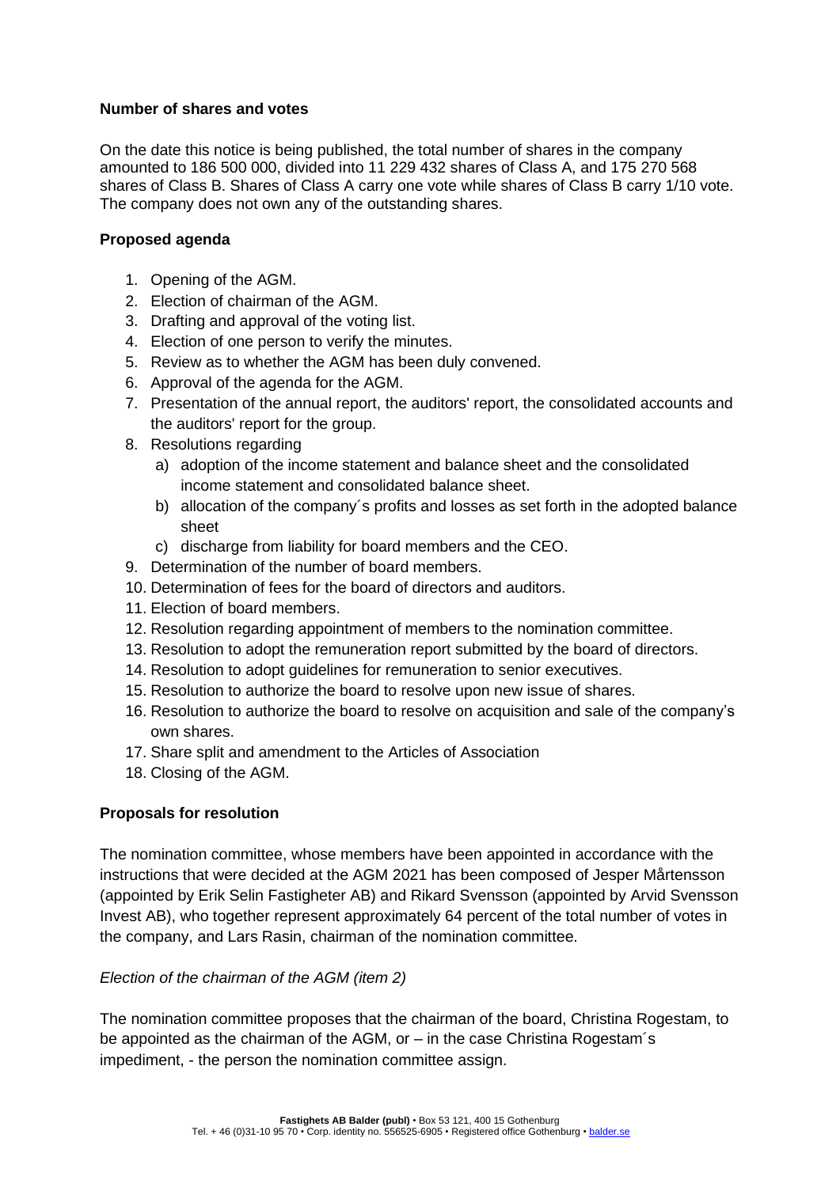**Number of shares and votes**

On the date this notice is being published, the total number of shares in the company amounted to 186 500 000, divided into 11 229 432 shares of Class A, and 175 270 568 shares of Class B. Shares of Class A carry one vote while shares of Class B carry 1/10 vote. The company does not own any of the outstanding shares.

**Proposed agenda**

1. Opening of the AGM.
2. Election of chairman of the AGM.
3. Drafting and approval of the voting list.
4. Election of one person to verify the minutes.
5. Review as to whether the AGM has been duly convened.
6. Approval of the agenda for the AGM.
7. Presentation of the annual report, the auditors' report, the consolidated accounts and the auditors' report for the group.
8. Resolutions regarding
   a) adoption of the income statement and balance sheet and the consolidated income statement and consolidated balance sheet.
   b) allocation of the company´s profits and losses as set forth in the adopted balance sheet
   c) discharge from liability for board members and the CEO.
9. Determination of the number of board members.
10. Determination of fees for the board of directors and auditors.
11. Election of board members.
12. Resolution regarding appointment of members to the nomination committee.
13. Resolution to adopt the remuneration report submitted by the board of directors.
14. Resolution to adopt guidelines for remuneration to senior executives.
15. Resolution to authorize the board to resolve upon new issue of shares.
16. Resolution to authorize the board to resolve on acquisition and sale of the company's own shares.
17. Share split and amendment to the Articles of Association
18. Closing of the AGM.

**Proposals for resolution**

The nomination committee, whose members have been appointed in accordance with the instructions that were decided at the AGM 2021 has been composed of Jesper Mårtensson (appointed by Erik Selin Fastigheter AB) and Rikard Svensson (appointed by Arvid Svensson Invest AB), who together represent approximately 64 percent of the total number of votes in the company, and Lars Rasin, chairman of the nomination committee.

*Election of the chairman of the AGM (item 2)*

The nomination committee proposes that the chairman of the board, Christina Rogestam, to be appointed as the chairman of the AGM, or – in the case Christina Rogestam´s impediment, - the person the nomination committee assign.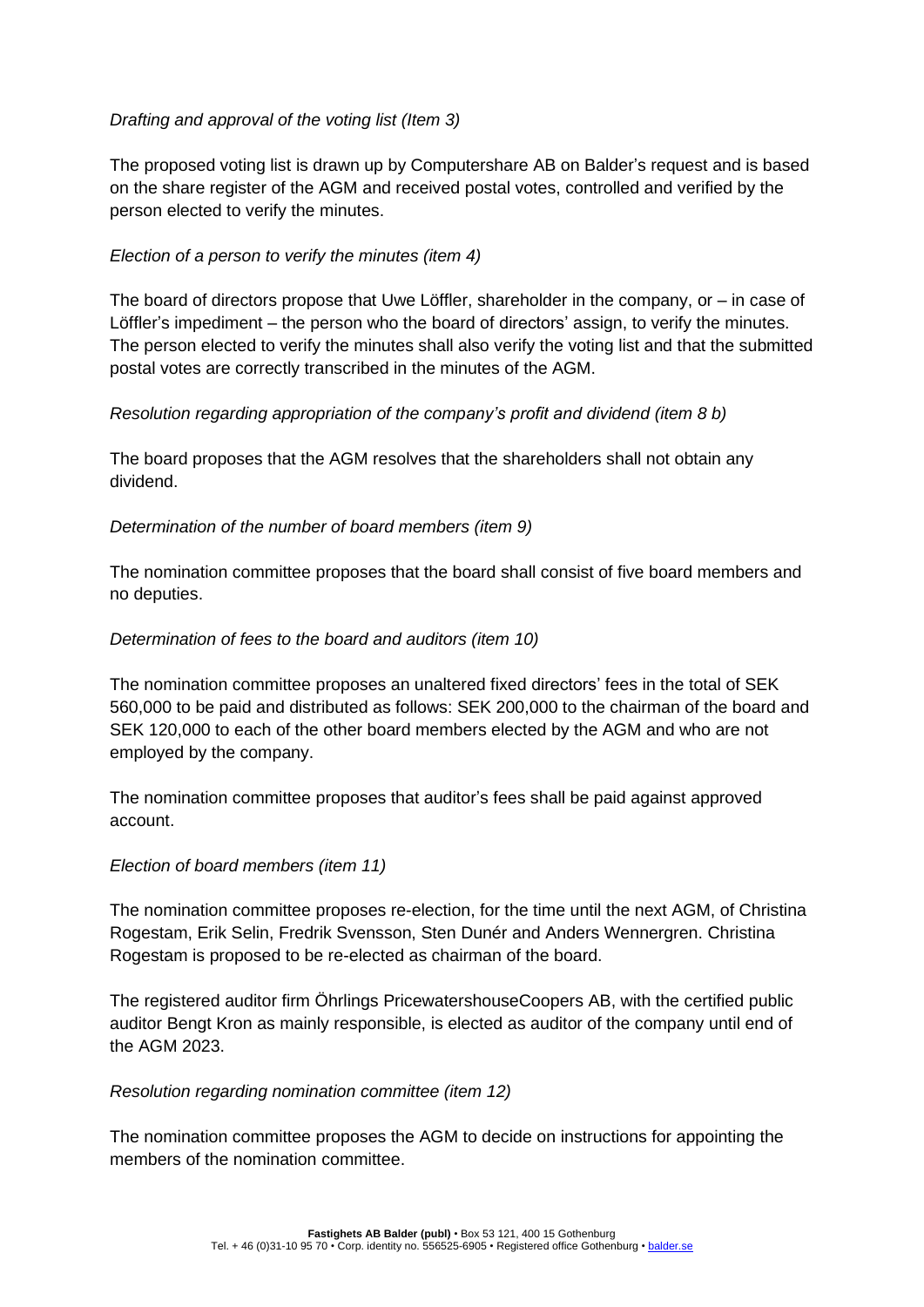*Drafting and approval of the voting list (Item 3)*

The proposed voting list is drawn up by Computershare AB on Balder's request and is based on the share register of the AGM and received postal votes, controlled and verified by the person elected to verify the minutes.

*Election of a person to verify the minutes (item 4)*

The board of directors propose that Uwe Löffler, shareholder in the company, or – in case of Löffler's impediment – the person who the board of directors' assign, to verify the minutes. The person elected to verify the minutes shall also verify the voting list and that the submitted postal votes are correctly transcribed in the minutes of the AGM.

*Resolution regarding appropriation of the company's profit and dividend (item 8 b)*

The board proposes that the AGM resolves that the shareholders shall not obtain any dividend.

*Determination of the number of board members (item 9)*

The nomination committee proposes that the board shall consist of five board members and no deputies.

*Determination of fees to the board and auditors (item 10)*

The nomination committee proposes an unaltered fixed directors' fees in the total of SEK 560,000 to be paid and distributed as follows: SEK 200,000 to the chairman of the board and SEK 120,000 to each of the other board members elected by the AGM and who are not employed by the company.

The nomination committee proposes that auditor's fees shall be paid against approved account.

*Election of board members (item 11)*

The nomination committee proposes re-election, for the time until the next AGM, of Christina Rogestam, Erik Selin, Fredrik Svensson, Sten Dunér and Anders Wennergren. Christina Rogestam is proposed to be re-elected as chairman of the board.

The registered auditor firm Öhrlings PricewatershouseCoopers AB, with the certified public auditor Bengt Kron as mainly responsible, is elected as auditor of the company until end of the AGM 2023.

*Resolution regarding nomination committee (item 12)*

The nomination committee proposes the AGM to decide on instructions for appointing the members of the nomination committee.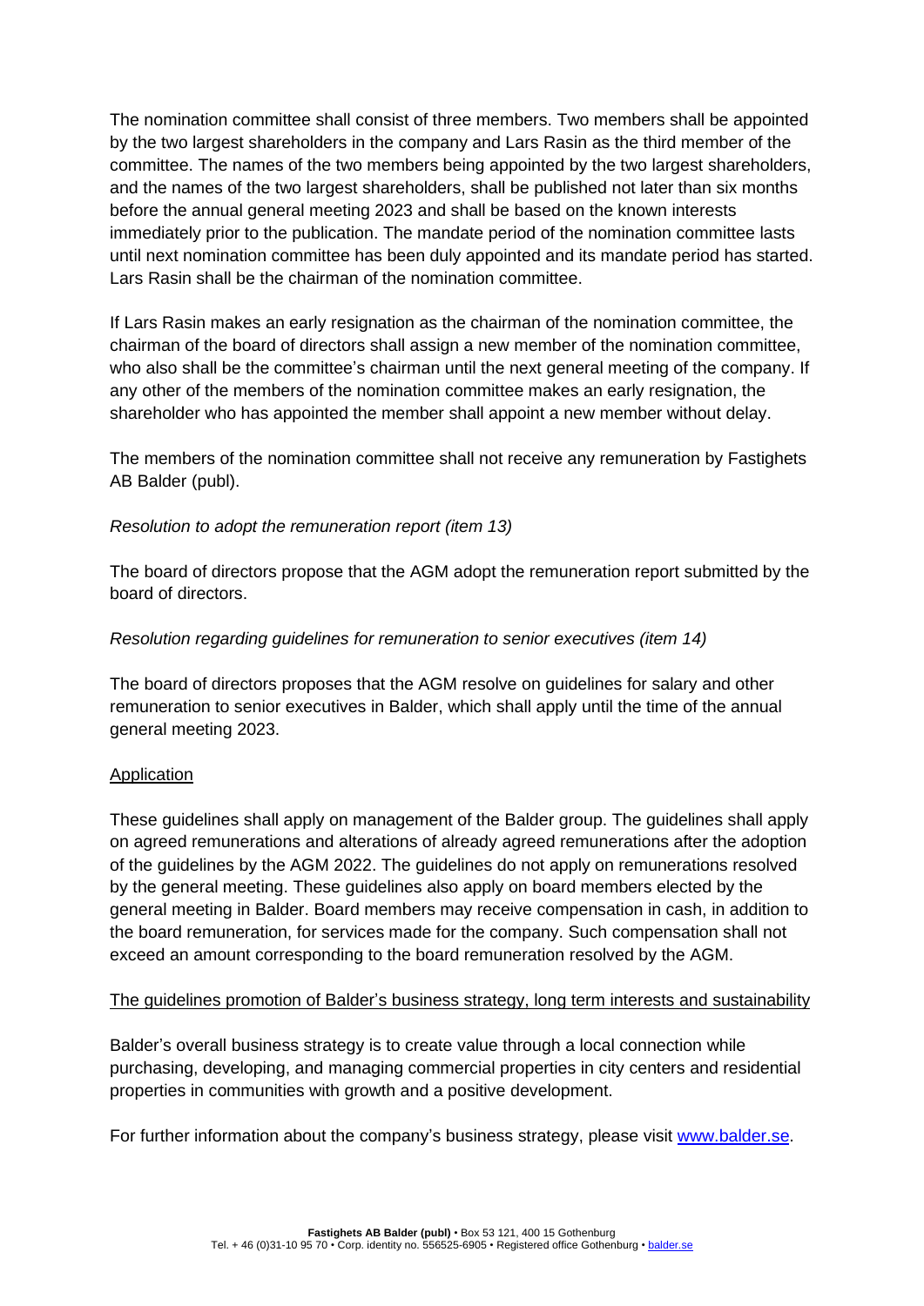The nomination committee shall consist of three members. Two members shall be appointed by the two largest shareholders in the company and Lars Rasin as the third member of the committee. The names of the two members being appointed by the two largest shareholders, and the names of the two largest shareholders, shall be published not later than six months before the annual general meeting 2023 and shall be based on the known interests immediately prior to the publication. The mandate period of the nomination committee lasts until next nomination committee has been duly appointed and its mandate period has started. Lars Rasin shall be the chairman of the nomination committee.

If Lars Rasin makes an early resignation as the chairman of the nomination committee, the chairman of the board of directors shall assign a new member of the nomination committee, who also shall be the committee's chairman until the next general meeting of the company. If any other of the members of the nomination committee makes an early resignation, the shareholder who has appointed the member shall appoint a new member without delay.

The members of the nomination committee shall not receive any remuneration by Fastighets AB Balder (publ).

*Resolution to adopt the remuneration report (item 13)*

The board of directors propose that the AGM adopt the remuneration report submitted by the board of directors.

*Resolution regarding guidelines for remuneration to senior executives (item 14)*

The board of directors proposes that the AGM resolve on guidelines for salary and other remuneration to senior executives in Balder, which shall apply until the time of the annual general meeting 2023.

<u>Application</u>

These guidelines shall apply on management of the Balder group. The guidelines shall apply on agreed remunerations and alterations of already agreed remunerations after the adoption of the guidelines by the AGM 2022. The guidelines do not apply on remunerations resolved by the general meeting. These guidelines also apply on board members elected by the general meeting in Balder. Board members may receive compensation in cash, in addition to the board remuneration, for services made for the company. Such compensation shall not exceed an amount corresponding to the board remuneration resolved by the AGM.

<u>The guidelines promotion of Balder's business strategy, long term interests and sustainability</u>

Balder's overall business strategy is to create value through a local connection while purchasing, developing, and managing commercial properties in city centers and residential properties in communities with growth and a positive development.

For further information about the company's business strategy, please visit www.balder.se.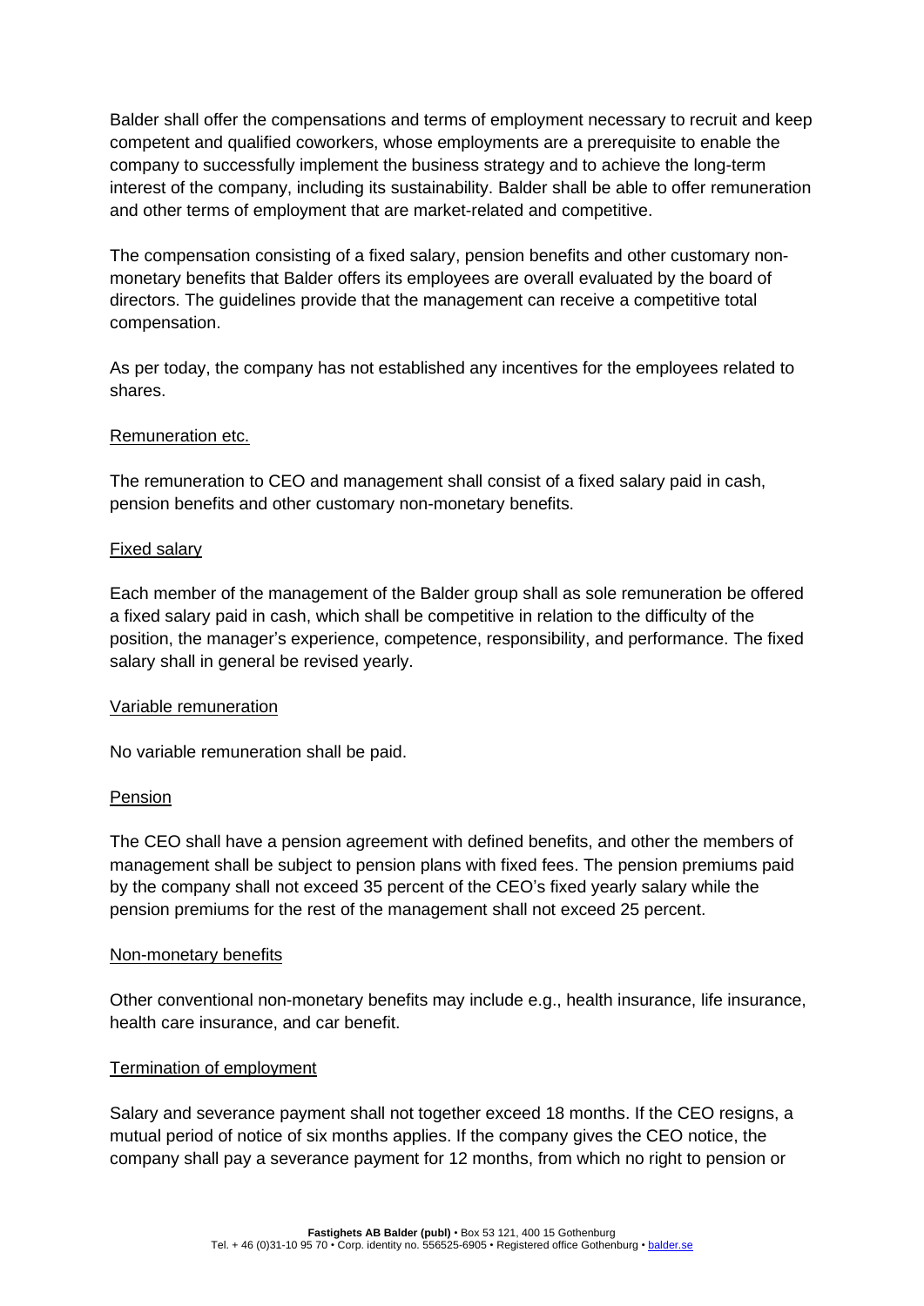Balder shall offer the compensations and terms of employment necessary to recruit and keep competent and qualified coworkers, whose employments are a prerequisite to enable the company to successfully implement the business strategy and to achieve the long-term interest of the company, including its sustainability. Balder shall be able to offer remuneration and other terms of employment that are market-related and competitive.

The compensation consisting of a fixed salary, pension benefits and other customary non-monetary benefits that Balder offers its employees are overall evaluated by the board of directors. The guidelines provide that the management can receive a competitive total compensation.

As per today, the company has not established any incentives for the employees related to shares.

Remuneration etc.

The remuneration to CEO and management shall consist of a fixed salary paid in cash, pension benefits and other customary non-monetary benefits.

Fixed salary

Each member of the management of the Balder group shall as sole remuneration be offered a fixed salary paid in cash, which shall be competitive in relation to the difficulty of the position, the manager's experience, competence, responsibility, and performance. The fixed salary shall in general be revised yearly.

Variable remuneration

No variable remuneration shall be paid.

Pension

The CEO shall have a pension agreement with defined benefits, and other the members of management shall be subject to pension plans with fixed fees. The pension premiums paid by the company shall not exceed 35 percent of the CEO's fixed yearly salary while the pension premiums for the rest of the management shall not exceed 25 percent.

Non-monetary benefits

Other conventional non-monetary benefits may include e.g., health insurance, life insurance, health care insurance, and car benefit.

Termination of employment

Salary and severance payment shall not together exceed 18 months. If the CEO resigns, a mutual period of notice of six months applies. If the company gives the CEO notice, the company shall pay a severance payment for 12 months, from which no right to pension or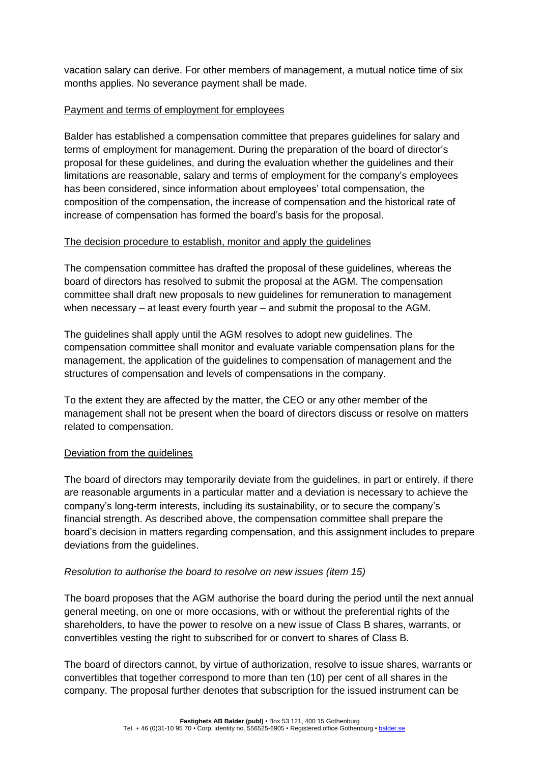vacation salary can derive. For other members of management, a mutual notice time of six months applies. No severance payment shall be made.

Payment and terms of employment for employees

Balder has established a compensation committee that prepares guidelines for salary and terms of employment for management. During the preparation of the board of director's proposal for these guidelines, and during the evaluation whether the guidelines and their limitations are reasonable, salary and terms of employment for the company's employees has been considered, since information about employees' total compensation, the composition of the compensation, the increase of compensation and the historical rate of increase of compensation has formed the board's basis for the proposal.

The decision procedure to establish, monitor and apply the guidelines

The compensation committee has drafted the proposal of these guidelines, whereas the board of directors has resolved to submit the proposal at the AGM. The compensation committee shall draft new proposals to new guidelines for remuneration to management when necessary – at least every fourth year – and submit the proposal to the AGM.

The guidelines shall apply until the AGM resolves to adopt new guidelines. The compensation committee shall monitor and evaluate variable compensation plans for the management, the application of the guidelines to compensation of management and the structures of compensation and levels of compensations in the company.

To the extent they are affected by the matter, the CEO or any other member of the management shall not be present when the board of directors discuss or resolve on matters related to compensation.

Deviation from the guidelines

The board of directors may temporarily deviate from the guidelines, in part or entirely, if there are reasonable arguments in a particular matter and a deviation is necessary to achieve the company's long-term interests, including its sustainability, or to secure the company's financial strength. As described above, the compensation committee shall prepare the board's decision in matters regarding compensation, and this assignment includes to prepare deviations from the guidelines.

*Resolution to authorise the board to resolve on new issues (item 15)*

The board proposes that the AGM authorise the board during the period until the next annual general meeting, on one or more occasions, with or without the preferential rights of the shareholders, to have the power to resolve on a new issue of Class B shares, warrants, or convertibles vesting the right to subscribed for or convert to shares of Class B.

The board of directors cannot, by virtue of authorization, resolve to issue shares, warrants or convertibles that together correspond to more than ten (10) per cent of all shares in the company. The proposal further denotes that subscription for the issued instrument can be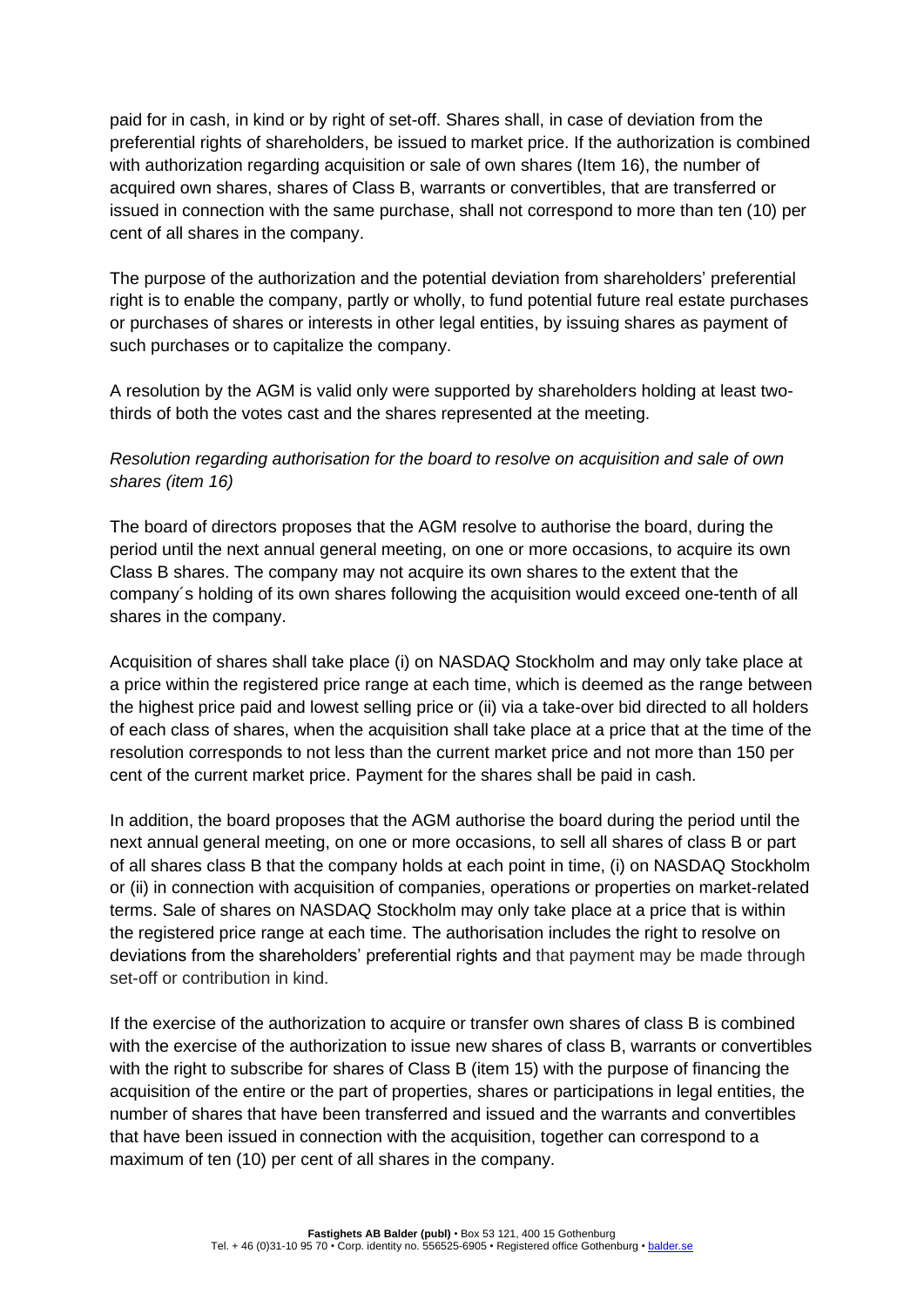paid for in cash, in kind or by right of set-off. Shares shall, in case of deviation from the preferential rights of shareholders, be issued to market price. If the authorization is combined with authorization regarding acquisition or sale of own shares (Item 16), the number of acquired own shares, shares of Class B, warrants or convertibles, that are transferred or issued in connection with the same purchase, shall not correspond to more than ten (10) per cent of all shares in the company.

The purpose of the authorization and the potential deviation from shareholders' preferential right is to enable the company, partly or wholly, to fund potential future real estate purchases or purchases of shares or interests in other legal entities, by issuing shares as payment of such purchases or to capitalize the company.

A resolution by the AGM is valid only were supported by shareholders holding at least two-thirds of both the votes cast and the shares represented at the meeting.

*Resolution regarding authorisation for the board to resolve on acquisition and sale of own shares (item 16)*

The board of directors proposes that the AGM resolve to authorise the board, during the period until the next annual general meeting, on one or more occasions, to acquire its own Class B shares. The company may not acquire its own shares to the extent that the company´s holding of its own shares following the acquisition would exceed one-tenth of all shares in the company.

Acquisition of shares shall take place (i) on NASDAQ Stockholm and may only take place at a price within the registered price range at each time, which is deemed as the range between the highest price paid and lowest selling price or (ii) via a take-over bid directed to all holders of each class of shares, when the acquisition shall take place at a price that at the time of the resolution corresponds to not less than the current market price and not more than 150 per cent of the current market price. Payment for the shares shall be paid in cash.

In addition, the board proposes that the AGM authorise the board during the period until the next annual general meeting, on one or more occasions, to sell all shares of class B or part of all shares class B that the company holds at each point in time, (i) on NASDAQ Stockholm or (ii) in connection with acquisition of companies, operations or properties on market-related terms. Sale of shares on NASDAQ Stockholm may only take place at a price that is within the registered price range at each time. The authorisation includes the right to resolve on deviations from the shareholders' preferential rights and that payment may be made through set-off or contribution in kind.

If the exercise of the authorization to acquire or transfer own shares of class B is combined with the exercise of the authorization to issue new shares of class B, warrants or convertibles with the right to subscribe for shares of Class B (item 15) with the purpose of financing the acquisition of the entire or the part of properties, shares or participations in legal entities, the number of shares that have been transferred and issued and the warrants and convertibles that have been issued in connection with the acquisition, together can correspond to a maximum of ten (10) per cent of all shares in the company.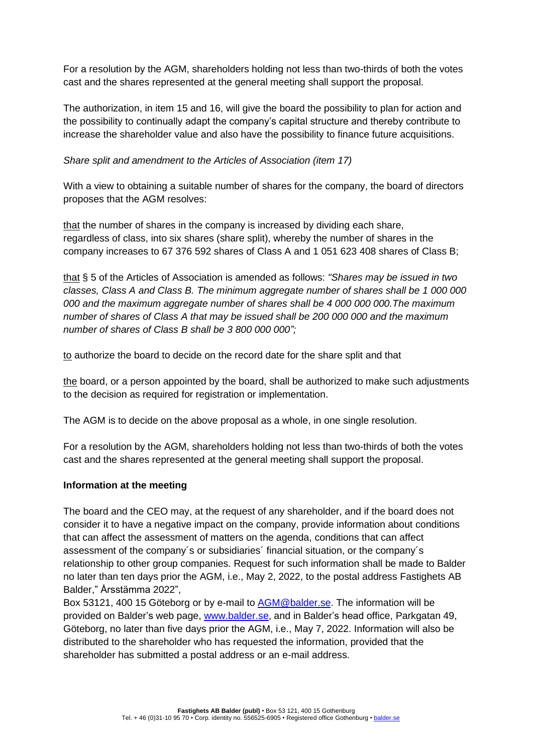For a resolution by the AGM, shareholders holding not less than two-thirds of both the votes cast and the shares represented at the general meeting shall support the proposal.

The authorization, in item 15 and 16, will give the board the possibility to plan for action and the possibility to continually adapt the company's capital structure and thereby contribute to increase the shareholder value and also have the possibility to finance future acquisitions.

*Share split and amendment to the Articles of Association (item 17)*

With a view to obtaining a suitable number of shares for the company, the board of directors proposes that the AGM resolves:

that the number of shares in the company is increased by dividing each share, regardless of class, into six shares (share split), whereby the number of shares in the company increases to 67 376 592 shares of Class A and 1 051 623 408 shares of Class B;

that § 5 of the Articles of Association is amended as follows: *"Shares may be issued in two classes, Class A and Class B. The minimum aggregate number of shares shall be 1 000 000 000 and the maximum aggregate number of shares shall be 4 000 000 000.The maximum number of shares of Class A that may be issued shall be 200 000 000 and the maximum number of shares of Class B shall be 3 800 000 000";*

to authorize the board to decide on the record date for the share split and that

the board, or a person appointed by the board, shall be authorized to make such adjustments to the decision as required for registration or implementation.

The AGM is to decide on the above proposal as a whole, in one single resolution.

For a resolution by the AGM, shareholders holding not less than two-thirds of both the votes cast and the shares represented at the general meeting shall support the proposal.

**Information at the meeting**

The board and the CEO may, at the request of any shareholder, and if the board does not consider it to have a negative impact on the company, provide information about conditions that can affect the assessment of matters on the agenda, conditions that can affect assessment of the company´s or subsidiaries´ financial situation, or the company´s relationship to other group companies. Request for such information shall be made to Balder no later than ten days prior the AGM, i.e., May 2, 2022, to the postal address Fastighets AB Balder," Årsstämma 2022",
Box 53121, 400 15 Göteborg or by e-mail to AGM@balder.se. The information will be provided on Balder's web page, www.balder.se, and in Balder's head office, Parkgatan 49, Göteborg, no later than five days prior the AGM, i.e., May 7, 2022. Information will also be distributed to the shareholder who has requested the information, provided that the shareholder has submitted a postal address or an e-mail address.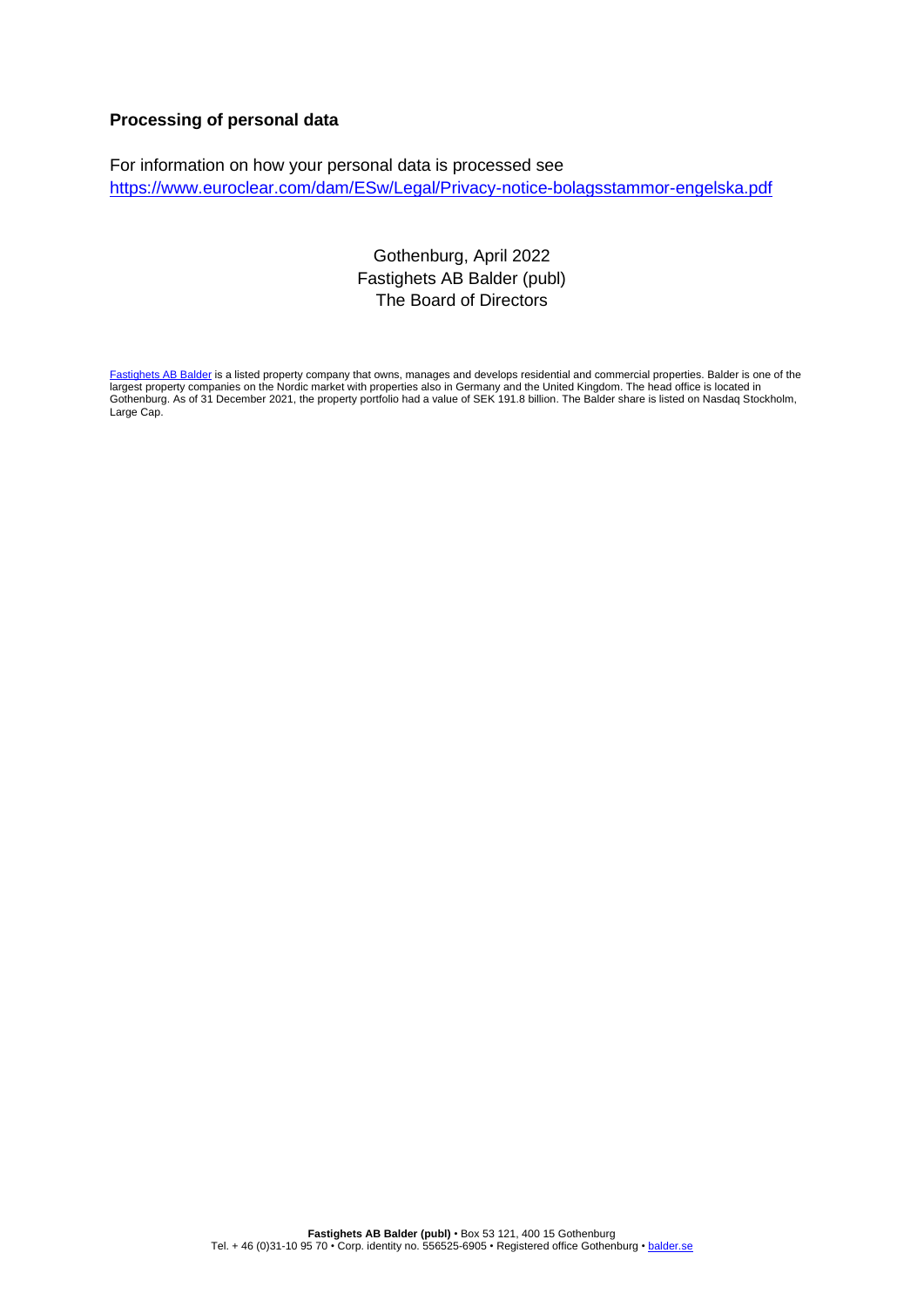### Processing of personal data

For information on how your personal data is processed see https://www.euroclear.com/dam/ESw/Legal/Privacy-notice-bolagsstammor-engelska.pdf

Gothenburg, April 2022
Fastighets AB Balder (publ)
The Board of Directors

Fastighets AB Balder is a listed property company that owns, manages and develops residential and commercial properties. Balder is one of the largest property companies on the Nordic market with properties also in Germany and the United Kingdom. The head office is located in Gothenburg. As of 31 December 2021, the property portfolio had a value of SEK 191.8 billion. The Balder share is listed on Nasdaq Stockholm, Large Cap.

**Fastighets AB Balder (publ)** • Box 53 121, 400 15 Gothenburg
Tel. + 46 (0)31-10 95 70 • Corp. identity no. 556525-6905 • Registered office Gothenburg • balder.se